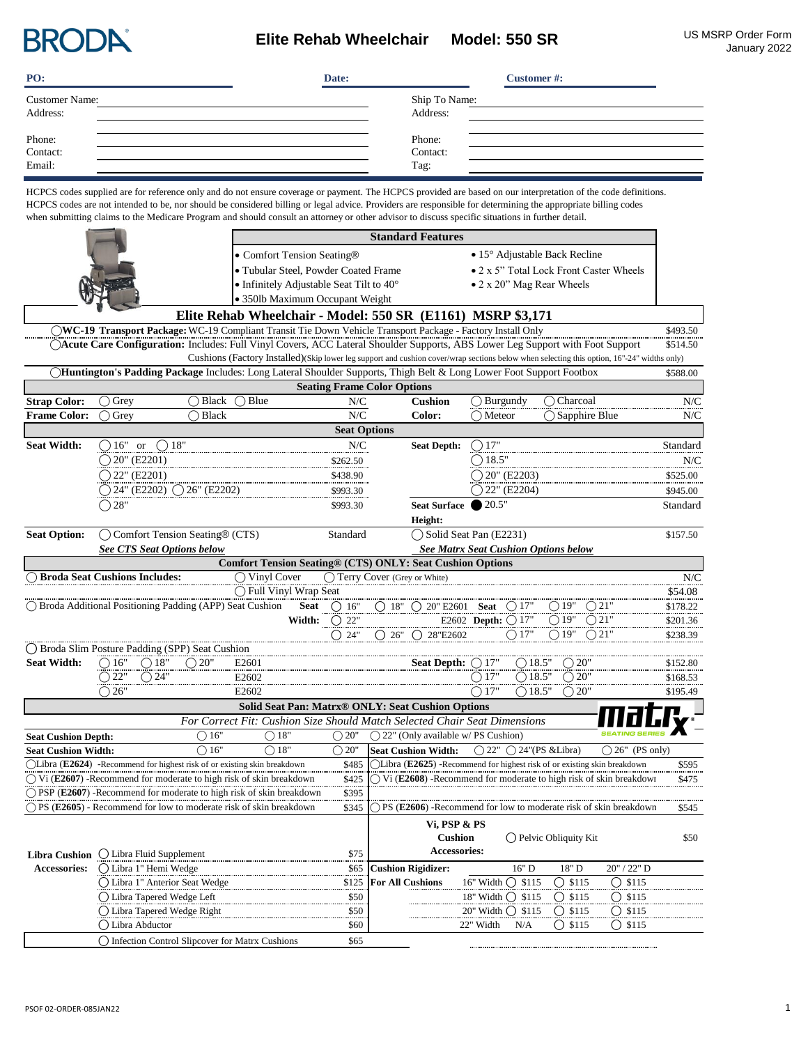# BRODA

## Elite Rehab Wheelchair Model: 550 SR

US MSRP Order Form
January 2022

| PO: | | Date: | | Customer #: |
|---|---|---|---|---|

| | | | |
|---|---|---|---|
| Customer Name: | | Ship To Name: | |
| Address: | | Address: | |
| Phone: | | Phone: | |
| Contact: | | Contact: | |
| Email: | | Tag: | |

HCPCS codes supplied are for reference only and do not ensure coverage or payment. The HCPCS provided are based on our interpretation of the code definitions. HCPCS codes are not intended to be, nor should be considered billing or legal advice. Providers are responsible for determining the appropriate billing codes when submitting claims to the Medicare Program and should consult an attorney or other advisor to discuss specific situations in further detail.

### Standard Features

- Comfort Tension Seating®
- Tubular Steel, Powder Coated Frame
- Infinitely Adjustable Seat Tilt to 40°
- 350lb Maximum Occupant Weight
- 15° Adjustable Back Recline
- 2 x 5" Total Lock Front Caster Wheels
- 2 x 20" Mag Rear Wheels

### Elite Rehab Wheelchair - Model: 550 SR (E1161) MSRP $3,171

| Option | Price |
|---|---|
| ◯ **WC-19 Transport Package:** WC-19 Compliant Transit Tie Down Vehicle Transport Package - Factory Install Only | $493.50 |
| ◯ **Acute Care Configuration:** Includes: Full Vinyl Covers, ACC Lateral Shoulder Supports, ABS Lower Leg Support with Foot Support Cushions (Factory Installed)(Skip lower leg support and cushion cover/wrap sections below when selecting this option, 16"-24" widths only) | $514.50 |
| ◯ **Huntington's Padding Package** Includes: Long Lateral Shoulder Supports, Thigh Belt & Long Lower Foot Support Footbox | $588.00 |

### Seating Frame Color Options

| | | | | | |
|---|---|---|---|---|---|
| **Strap Color:** | ◯ Grey ◯ Black ◯ Blue | N/C | **Cushion Color:** | ◯ Burgundy ◯ Charcoal | N/C |
| **Frame Color:** | ◯ Grey ◯ Black | N/C | | ◯ Meteor ◯ Sapphire Blue | N/C |

### Seat Options

| | | | | | |
|---|---|---|---|---|---|
| **Seat Width:** | ◯ 16" or ◯ 18" | N/C | **Seat Depth:** | ◯ 17" | Standard |
| | ◯ 20" (E2201) | $262.50 | | ◯ 18.5" | N/C |
| | ◯ 22" (E2201) | $438.90 | | ◯ 20" (E2203) | $525.00 |
| | ◯ 24" (E2202) ◯ 26" (E2202) | $993.30 | | ◯ 22" (E2204) | $945.00 |
| | ◯ 28" | $993.30 | **Seat Surface Height:** | ● 20.5" | Standard |
| **Seat Option:** | ◯ Comfort Tension Seating® (CTS) | Standard | | ◯ Solid Seat Pan (E2231) | $157.50 |
| | ***See CTS Seat Options below*** | | | ***See Matrx Seat Cushion Options below*** | |

### Comfort Tension Seating® (CTS) ONLY: Seat Cushion Options

| | | | |
|---|---|---|---|
| ◯ **Broda Seat Cushions Includes:** | ◯ Vinyl Cover | ◯ Terry Cover (Grey or White) | N/C |
| | ◯ Full Vinyl Wrap Seat | | $54.08 |

| | Seat Width: | | Seat Depth: | Price |
|---|---|---|---|---|
| ◯ Broda Additional Positioning Padding (APP) Seat Cushion | ◯ 16" ◯ 18" ◯ 20" E2601 | | ◯ 17" ◯ 19" ◯ 21" | $178.22 |
| | ◯ 22" | E2602 | ◯ 17" ◯ 19" ◯ 21" | $201.36 |
| | ◯ 24" ◯ 26" ◯ 28" | E2602 | ◯ 17" ◯ 19" ◯ 21" | $238.39 |

◯ Broda Slim Posture Padding (SPP) Seat Cushion

| Seat Width: | | Seat Depth: | Price |
|---|---|---|---|
| ◯ 16" ◯ 18" ◯ 20" | E2601 | ◯ 17" ◯ 18.5" ◯ 20" | $152.80 |
| ◯ 22" ◯ 24" | E2602 | ◯ 17" ◯ 18.5" ◯ 20" | $168.53 |
| ◯ 26" | E2602 | ◯ 17" ◯ 18.5" ◯ 20" | $195.49 |

### Solid Seat Pan: Matrx® ONLY: Seat Cushion Options

*For Correct Fit: Cushion Size Should Match Selected Chair Seat Dimensions*

matrx SEATING SERIES

| | | | | |
|---|---|---|---|---|
| **Seat Cushion Depth:** | ◯ 16" | ◯ 18" | ◯ 20" | ◯ 22" (Only available w/ PS Cushion) |
| **Seat Cushion Width:** | ◯ 16" | ◯ 18" | ◯ 20" | **Seat Cushion Width:** ◯ 22" ◯ 24"(PS &Libra) ◯ 26" (PS only) |

| | | | |
|---|---|---|---|
| ◯ Libra (**E2624**) -Recommend for highest risk of or existing skin breakdown | $485 | ◯ Libra (**E2625**) -Recommend for highest risk of or existing skin breakdown | $595 |
| ◯ Vi (**E2607**) -Recommend for moderate to high risk of skin breakdown | $425 | ◯ Vi (**E2608**) -Recommend for moderate to high risk of skin breakdown | $475 |
| ◯ PSP (**E2607**) -Recommend for moderate to high risk of skin breakdown | $395 | | |
| ◯ PS (**E2605**) - Recommend for low to moderate risk of skin breakdown | $345 | ◯ PS (**E2606**) -Recommend for low to moderate risk of skin breakdown | $545 |

| **Libra Cushion Accessories:** | | |
|---|---|---|
| | ◯ Libra Fluid Supplement | $75 |
| | ◯ Libra 1" Hemi Wedge | $65 |
| | ◯ Libra 1" Anterior Seat Wedge | $125 |
| | ◯ Libra Tapered Wedge Left | $50 |
| | ◯ Libra Tapered Wedge Right | $50 |
| | ◯ Libra Abductor | $60 |
| | ◯ Infection Control Slipcover for Matrx Cushions | $65 |

**Vi, PSP & PS Cushion Accessories:** ◯ Pelvic Obliquity Kit $50

| **Cushion Rigidizer: For All Cushions** | 16" D | 18" D | 20" / 22" D |
|---|---|---|---|
| 16" Width | ◯ $115 | ◯ $115 | ◯ $115 |
| 18" Width | ◯ $115 | ◯ $115 | ◯ $115 |
| 20" Width | ◯ $115 | ◯ $115 | ◯ $115 |
| 22" Width | N/A | ◯ $115 | ◯ $115 |

PSOF 02-ORDER-085JAN22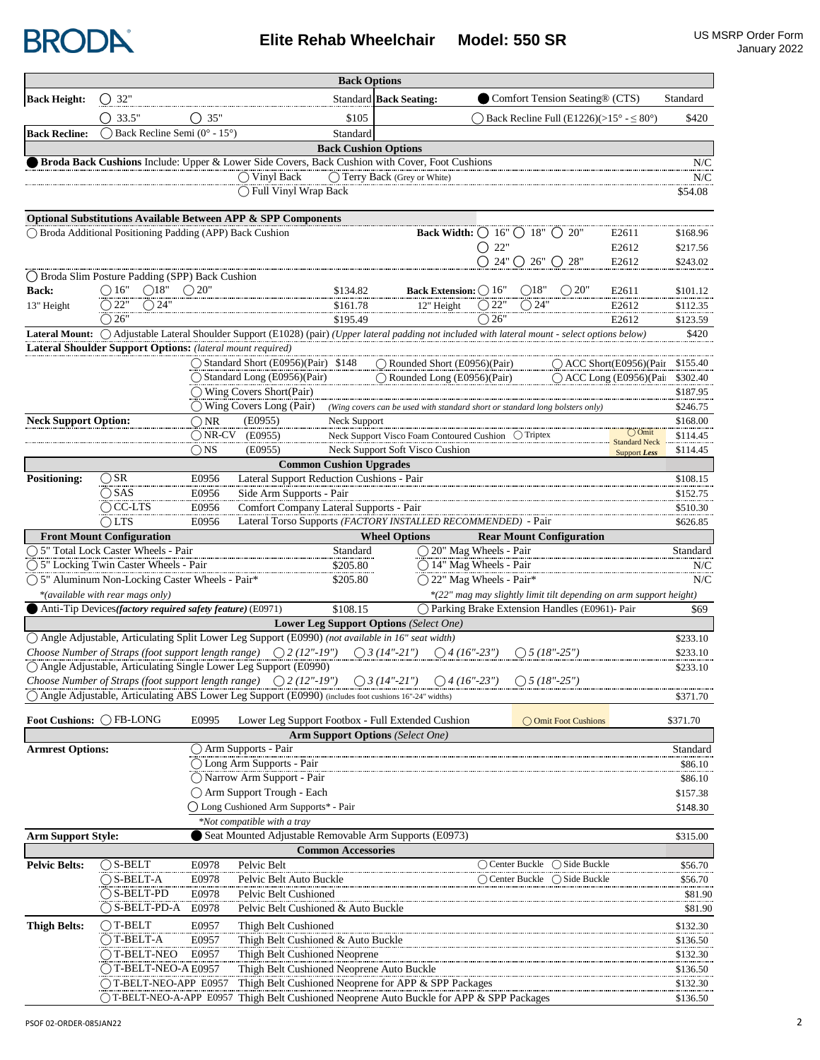# BRODA

## Elite Rehab Wheelchair Model: 550 SR

US MSRP Order Form
January 2022

### Back Options

| | | | | | |
|---|---|---|---|---|---|
| **Back Height:** | ◯ 32" | | Standard | **Back Seating:** ● Comfort Tension Seating® (CTS) | Standard |
| | ◯ 33.5" | ◯ 35" | $105 | ◯ Back Recline Full (E1226)(>15° - ≤ 80°) | $420 |
| **Back Recline:** | ◯ Back Recline Semi (0° - 15°) | | Standard | | |

### Back Cushion Options

| | |
|---|---|
| ● **Broda Back Cushions** Include: Upper & Lower Side Covers, Back Cushion with Cover, Foot Cushions | N/C |
| ◯ Vinyl Back ◯ Terry Back (Grey or White) | N/C |
| ◯ Full Vinyl Wrap Back | $54.08 |

### Optional Substitutions Available Between APP & SPP Components

| | | | | | | | |
|---|---|---|---|---|---|---|---|
| ◯ Broda Additional Positioning Padding (APP) Back Cushion | | | | Back Width: ◯ 16" ◯ 18" ◯ 20" | | E2611 | $168.96 |
| | | | | ◯ 22" | | E2612 | $217.56 |
| | | | | ◯ 24" ◯ 26" ◯ 28" | | E2612 | $243.02 |
| ◯ Broda Slim Posture Padding (SPP) Back Cushion | | | | | | | |
| **Back:** | ◯ 16" ◯18" ◯ 20" | | $134.82 | Back Extension: ◯ 16" ◯18" ◯ 20" | | E2611 | $101.12 |
| 13" Height | ◯ 22" ◯ 24" | | $161.78 | 12" Height | ◯ 22" ◯ 24" | E2612 | $112.35 |
| | ◯ 26" | | $195.49 | | ◯ 26" | E2612 | $123.59 |

**Lateral Mount:** ◯ Adjustable Lateral Shoulder Support (E1028) (pair) *(Upper lateral padding not included with lateral mount - select options below)* — $420

**Lateral Shoulder Support Options:** *(lateral mount required)*

| | | | |
|---|---|---|---|
| ◯ Standard Short (E0956)(Pair) $148 | ◯ Rounded Short (E0956)(Pair) | ◯ ACC Short(E0956)(Pair | $155.40 |
| ◯ Standard Long (E0956)(Pair) | ◯ Rounded Long (E0956)(Pair) | ◯ ACC Long (E0956)(Pai | $302.40 |
| ◯ Wing Covers Short(Pair) | | | $187.95 |
| ◯ Wing Covers Long (Pair) | *(Wing covers can be used with standard short or standard long bolsters only)* | | $246.75 |

| | | | | | |
|---|---|---|---|---|---|
| **Neck Support Option:** | ◯ NR | (E0955) | Neck Support | | $168.00 |
| | ◯ NR-CV | (E0955) | Neck Support Visco Foam Contoured Cushion ◯ Triptex | ◯ Omit Standard Neck Support *Less* | $114.45 |
| | ◯ NS | (E0955) | Neck Support Soft Visco Cushion | | $114.45 |

### Common Cushion Upgrades

| | | | | |
|---|---|---|---|---|
| **Positioning:** | ◯ SR | E0956 | Lateral Support Reduction Cushions - Pair | $108.15 |
| | ◯ SAS | E0956 | Side Arm Supports - Pair | $152.75 |
| | ◯ CC-LTS | E0956 | Comfort Company Lateral Supports - Pair | $510.30 |
| | ◯ LTS | E0956 | Lateral Torso Supports *(FACTORY INSTALLED RECOMMENDED)* - Pair | $626.85 |

### Wheel Options

| Front Mount Configuration | | Rear Mount Configuration | |
|---|---|---|---|
| ◯ 5" Total Lock Caster Wheels - Pair | Standard | ◯ 20" Mag Wheels - Pair | Standard |
| ◯ 5" Locking Twin Caster Wheels - Pair | $205.80 | ◯ 14" Mag Wheels - Pair | N/C |
| ◯ 5" Aluminum Non-Locking Caster Wheels - Pair* | $205.80 | ◯ 22" Mag Wheels - Pair* | N/C |
| *\*(available with rear mags only)* | | *\*(22" mag may slightly limit tilt depending on arm support height)* | |
| ● Anti-Tip Devices*(factory required safety feature)* (E0971) | $108.15 | ◯ Parking Brake Extension Handles (E0961)- Pair | $69 |

### Lower Leg Support Options *(Select One)*

| | |
|---|---|
| ◯ Angle Adjustable, Articulating Split Lower Leg Support (E0990) *(not available in 16" seat width)* | $233.10 |
| *Choose Number of Straps (foot support length range)* ◯ *2 (12"-19")* ◯ *3 (14"-21")* ◯ *4 (16"-23")* ◯ *5 (18"-25")* | $233.10 |
| ◯ Angle Adjustable, Articulating Single Lower Leg Support (E0990) | $233.10 |
| *Choose Number of Straps (foot support length range)* ◯ *2 (12"-19")* ◯ *3 (14"-21")* ◯ *4 (16"-23")* ◯ *5 (18"-25")* | |
| ◯ Angle Adjustable, Articulating ABS Lower Leg Support (E0990) (includes foot cushions 16"-24" widths) | $371.70 |

| | | | | |
|---|---|---|---|---|
| **Foot Cushions:** ◯ FB-LONG | E0995 | Lower Leg Support Footbox - Full Extended Cushion | ◯ Omit Foot Cushions | $371.70 |

### Arm Support Options *(Select One)*

| | | |
|---|---|---|
| **Armrest Options:** | ◯ Arm Supports - Pair | Standard |
| | ◯ Long Arm Supports - Pair | $86.10 |
| | ◯ Narrow Arm Support - Pair | $86.10 |
| | ◯ Arm Support Trough - Each | $157.38 |
| | ◯ Long Cushioned Arm Supports* - Pair | $148.30 |
| | *\*Not compatible with a tray* | |
| **Arm Support Style:** | ● Seat Mounted Adjustable Removable Arm Supports (E0973) | $315.00 |

### Common Accessories

| | | | | | |
|---|---|---|---|---|---|
| **Pelvic Belts:** | ◯ S-BELT | E0978 | Pelvic Belt | ◯ Center Buckle ◯ Side Buckle | $56.70 |
| | ◯ S-BELT-A | E0978 | Pelvic Belt Auto Buckle | ◯ Center Buckle ◯ Side Buckle | $56.70 |
| | ◯ S-BELT-PD | E0978 | Pelvic Belt Cushioned | | $81.90 |
| | ◯ S-BELT-PD-A | E0978 | Pelvic Belt Cushioned & Auto Buckle | | $81.90 |
| **Thigh Belts:** | ◯ T-BELT | E0957 | Thigh Belt Cushioned | | $132.30 |
| | ◯ T-BELT-A | E0957 | Thigh Belt Cushioned & Auto Buckle | | $136.50 |
| | ◯ T-BELT-NEO | E0957 | Thigh Belt Cushioned Neoprene | | $132.30 |
| | ◯ T-BELT-NEO-A | E0957 | Thigh Belt Cushioned Neoprene Auto Buckle | | $136.50 |
| | ◯ T-BELT-NEO-APP | E0957 | Thigh Belt Cushioned Neoprene for APP & SPP Packages | | $132.30 |
| | ◯ T-BELT-NEO-A-APP | E0957 | Thigh Belt Cushioned Neoprene Auto Buckle for APP & SPP Packages | | $136.50 |

PSOF 02-ORDER-085JAN22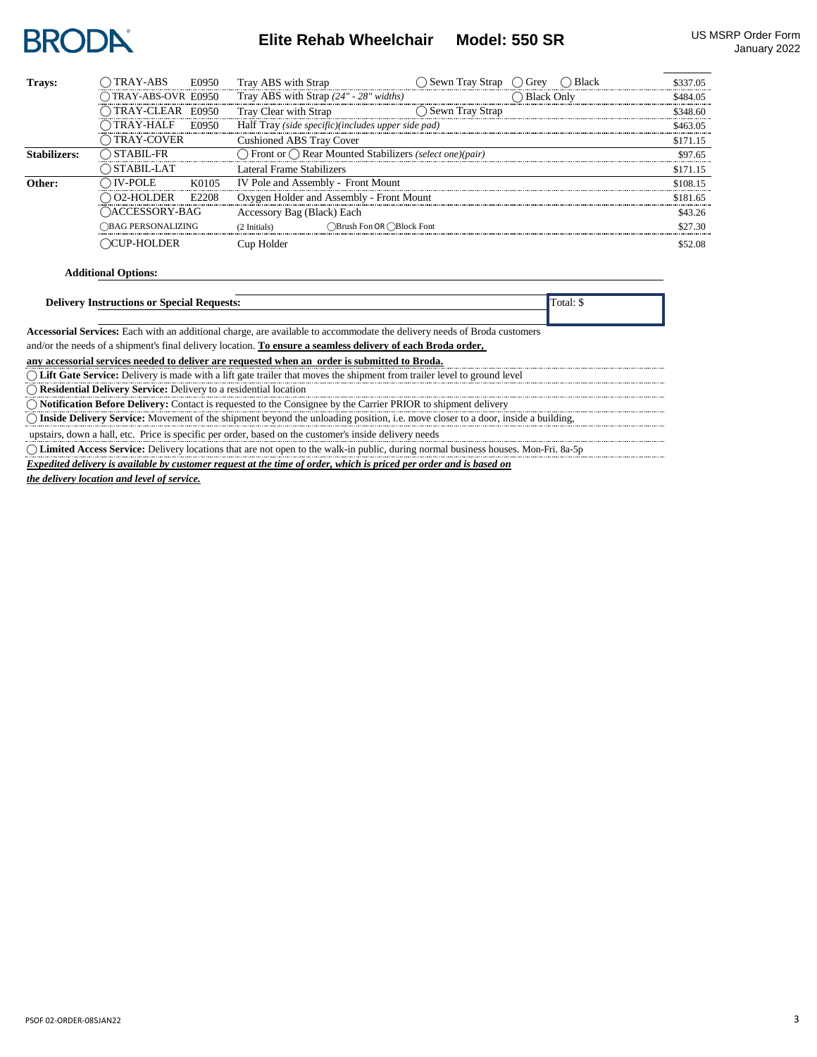# Elite Rehab Wheelchair Model: 550 SR

US MSRP Order Form
January 2022

| | | | | | |
|---|---|---|---|---|---|
| **Trays:** | ◯ TRAY-ABS | E0950 | Tray ABS with Strap | ◯ Sewn Tray Strap ◯ Grey ◯ Black | $337.05 |
| | ◯ TRAY-ABS-OVR | E0950 | Tray ABS with Strap *(24" - 28" widths)* | ◯ Black Only | $484.05 |
| | ◯ TRAY-CLEAR | E0950 | Tray Clear with Strap | ◯ Sewn Tray Strap | $348.60 |
| | ◯ TRAY-HALF | E0950 | Half Tray *(side specific)(includes upper side pad)* | | $463.05 |
| | ◯ TRAY-COVER | | Cushioned ABS Tray Cover | | $171.15 |
| **Stabilizers:** | ◯ STABIL-FR | | ◯ Front or ◯ Rear Mounted Stabilizers *(select one)(pair)* | | $97.65 |
| | ◯ STABIL-LAT | | Lateral Frame Stabilizers | | $171.15 |
| **Other:** | ◯ IV-POLE | K0105 | IV Pole and Assembly - Front Mount | | $108.15 |
| | ◯ O2-HOLDER | E2208 | Oxygen Holder and Assembly - Front Mount | | $181.65 |
| | ◯ ACCESSORY-BAG | | Accessory Bag (Black) Each | | $43.26 |
| | ◯ BAG PERSONALIZING | | (2 Initials) | ◯ Brush Fon OR ◯ Block Font | $27.30 |
| | ◯ CUP-HOLDER | | Cup Holder | | $52.08 |

**Additional Options:**

**Delivery Instructions or Special Requests:**

Total: $

**Accessorial Services:** Each with an additional charge, are available to accommodate the delivery needs of Broda customers and/or the needs of a shipment's final delivery location. **To ensure a seamless delivery of each Broda order, any accessorial services needed to deliver are requested when an order is submitted to Broda.**

◯ **Lift Gate Service:** Delivery is made with a lift gate trailer that moves the shipment from trailer level to ground level

◯ **Residential Delivery Service:** Delivery to a residential location

◯ **Notification Before Delivery:** Contact is requested to the Consignee by the Carrier PRIOR to shipment delivery

◯ **Inside Delivery Service:** Movement of the shipment beyond the unloading position, i.e. move closer to a door, inside a building, upstairs, down a hall, etc. Price is specific per order, based on the customer's inside delivery needs

◯ **Limited Access Service:** Delivery locations that are not open to the walk-in public, during normal business houses. Mon-Fri. 8a-5p

***Expedited delivery is available by customer request at the time of order, which is priced per order and is based on the delivery location and level of service.***

PSOF 02-ORDER-085JAN22